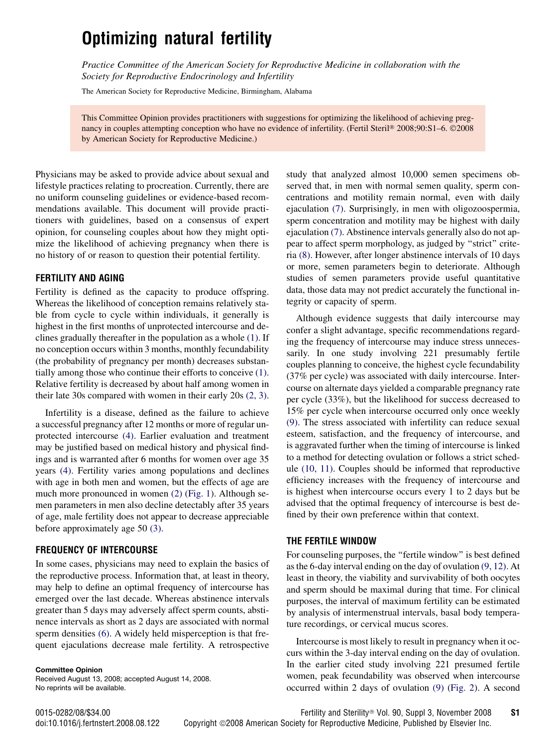# Optimizing natural fertility

*Practice Committee of the American Society for Reproductive Medicine in collaboration with the Society for Reproductive Endocrinology and Infertility*

The American Society for Reproductive Medicine, Birmingham, Alabama

This Committee Opinion provides practitioners with suggestions for optimizing the likelihood of achieving pregnancy in couples attempting conception who have no evidence of infertility. (Fertil Steril® 2008;90:S1–6. ©2008 by American Society for Reproductive Medicine.)

Physicians may be asked to provide advice about sexual and lifestyle practices relating to procreation. Currently, there are no uniform counseling guidelines or evidence-based recommendations available. This document will provide practitioners with guidelines, based on a consensus of expert opinion, for counseling couples about how they might optimize the likelihood of achieving pregnancy when there is no history of or reason to question their potential fertility.

## FERTILITY AND AGING

Fertility is defined as the capacity to produce offspring. Whereas the likelihood of conception remains relatively stable from cycle to cycle within individuals, it generally is highest in the first months of unprotected intercourse and declines gradually thereafter in the population as a whole (1). If no conception occurs within 3 months, monthly fecundability (the probability of pregnancy per month) decreases substantially among those who continue their efforts to conceive (1). Relative fertility is decreased by about half among women in their late 30s compared with women in their early 20s (2, 3).

Infertility is a disease, defined as the failure to achieve a successful pregnancy after 12 months or more of regular unprotected intercourse (4). Earlier evaluation and treatment may be justified based on medical history and physical findings and is warranted after 6 months for women over age 35 years (4). Fertility varies among populations and declines with age in both men and women, but the effects of age are much more pronounced in women (2) (Fig. 1). Although semen parameters in men also decline detectably after 35 years of age, male fertility does not appear to decrease appreciable before approximately age 50 (3).

## FREQUENCY OF INTERCOURSE

In some cases, physicians may need to explain the basics of the reproductive process. Information that, at least in theory, may help to define an optimal frequency of intercourse has emerged over the last decade. Whereas abstinence intervals greater than 5 days may adversely affect sperm counts, abstinence intervals as short as 2 days are associated with normal sperm densities (6). A widely held misperception is that frequent ejaculations decrease male fertility. A retrospective study that analyzed almost 10,000 semen specimens observed that, in men with normal semen quality, sperm concentrations and motility remain normal, even with daily ejaculation (7). Surprisingly, in men with oligozoospermia, sperm concentration and motility may be highest with daily ejaculation (7). Abstinence intervals generally also do not appear to affect sperm morphology, as judged by "strict" criteria (8). However, after longer abstinence intervals of 10 days or more, semen parameters begin to deteriorate. Although studies of semen parameters provide useful quantitative data, those data may not predict accurately the functional integrity or capacity of sperm.

Although evidence suggests that daily intercourse may confer a slight advantage, specific recommendations regarding the frequency of intercourse may induce stress unnecessarily. In one study involving 221 presumably fertile couples planning to conceive, the highest cycle fecundability (37% per cycle) was associated with daily intercourse. Intercourse on alternate days yielded a comparable pregnancy rate per cycle (33%), but the likelihood for success decreased to 15% per cycle when intercourse occurred only once weekly (9). The stress associated with infertility can reduce sexual esteem, satisfaction, and the frequency of intercourse, and is aggravated further when the timing of intercourse is linked to a method for detecting ovulation or follows a strict schedule (10, 11). Couples should be informed that reproductive efficiency increases with the frequency of intercourse and is highest when intercourse occurs every 1 to 2 days but be advised that the optimal frequency of intercourse is best defined by their own preference within that context.

## THE FERTILE WINDOW

For counseling purposes, the "fertile window" is best defined as the 6-day interval ending on the day of ovulation (9, 12). At least in theory, the viability and survivability of both oocytes and sperm should be maximal during that time. For clinical purposes, the interval of maximum fertility can be estimated by analysis of intermenstrual intervals, basal body temperature recordings, or cervical mucus scores.

Intercourse is most likely to result in pregnancy when it occurs within the 3-day interval ending on the day of ovulation. In the earlier cited study involving 221 presumed fertile women, peak fecundability was observed when intercourse occurred within 2 days of ovulation (9) (Fig. 2). A second

**Committee Opinion**
Received August 13, 2008; accepted August 14, 2008.
No reprints will be available.

0015-0282/08/$34.00
doi:10.1016/j.fertnstert.2008.08.122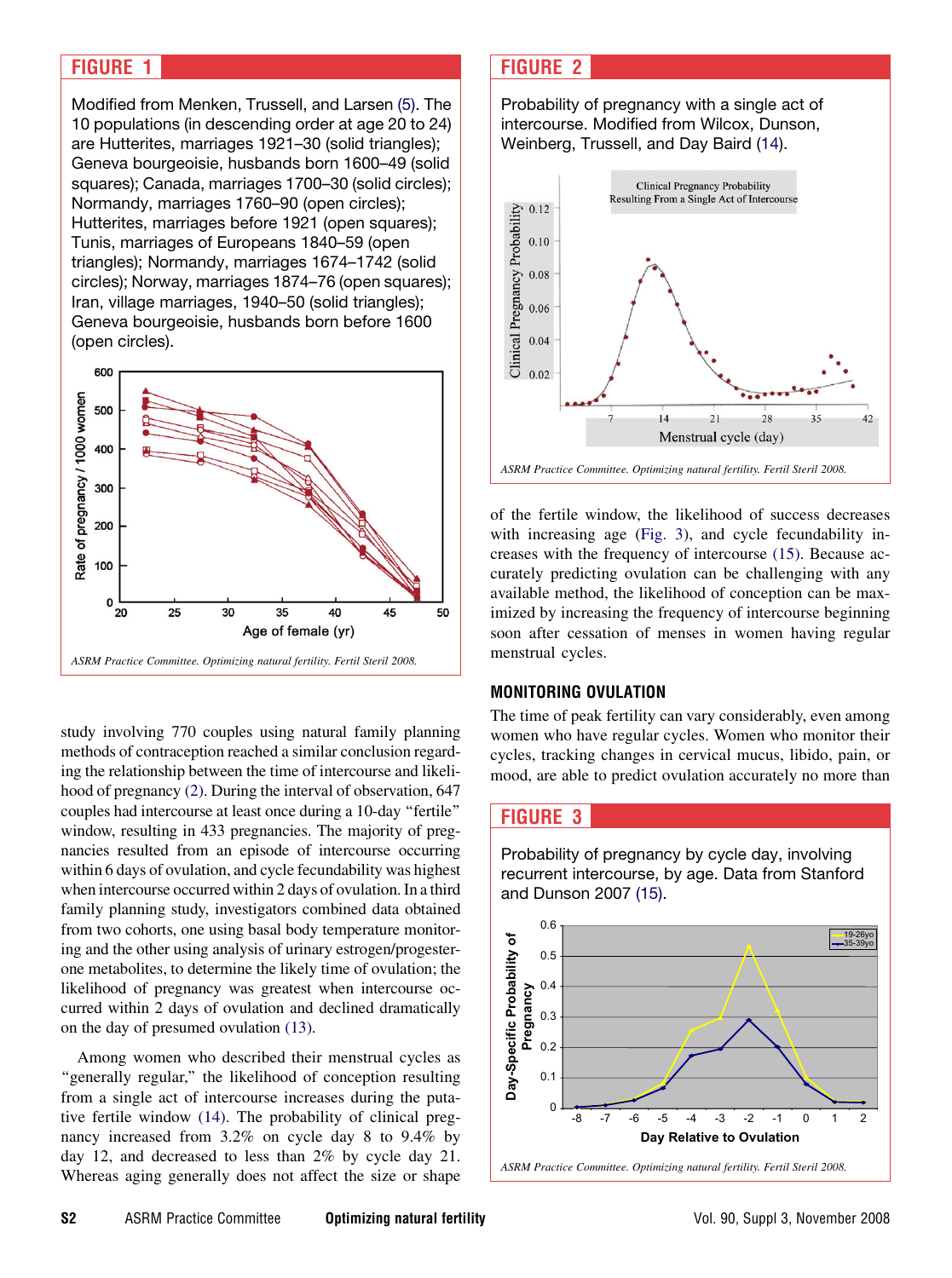## FIGURE 1

Modified from Menken, Trussell, and Larsen (5). The 10 populations (in descending order at age 20 to 24) are Hutterites, marriages 1921–30 (solid triangles); Geneva bourgeoisie, husbands born 1600–49 (solid squares); Canada, marriages 1700–30 (solid circles); Normandy, marriages 1760–90 (open circles); Hutterites, marriages before 1921 (open squares); Tunis, marriages of Europeans 1840–59 (open triangles); Normandy, marriages 1674–1742 (solid circles); Norway, marriages 1874–76 (open squares); Iran, village marriages, 1940–50 (solid triangles); Geneva bourgeoisie, husbands born before 1600 (open circles).

*ASRM Practice Committee. Optimizing natural fertility. Fertil Steril 2008.*

study involving 770 couples using natural family planning methods of contraception reached a similar conclusion regarding the relationship between the time of intercourse and likelihood of pregnancy (2). During the interval of observation, 647 couples had intercourse at least once during a 10-day "fertile" window, resulting in 433 pregnancies. The majority of pregnancies resulted from an episode of intercourse occurring within 6 days of ovulation, and cycle fecundability was highest when intercourse occurred within 2 days of ovulation. In a third family planning study, investigators combined data obtained from two cohorts, one using basal body temperature monitoring and the other using analysis of urinary estrogen/progesterone metabolites, to determine the likely time of ovulation; the likelihood of pregnancy was greatest when intercourse occurred within 2 days of ovulation and declined dramatically on the day of presumed ovulation (13).

Among women who described their menstrual cycles as "generally regular," the likelihood of conception resulting from a single act of intercourse increases during the putative fertile window (14). The probability of clinical pregnancy increased from 3.2% on cycle day 8 to 9.4% by day 12, and decreased to less than 2% by cycle day 21. Whereas aging generally does not affect the size or shape

## FIGURE 2

Probability of pregnancy with a single act of intercourse. Modified from Wilcox, Dunson, Weinberg, Trussell, and Day Baird (14).

*ASRM Practice Committee. Optimizing natural fertility. Fertil Steril 2008.*

of the fertile window, the likelihood of success decreases with increasing age (Fig. 3), and cycle fecundability increases with the frequency of intercourse (15). Because accurately predicting ovulation can be challenging with any available method, the likelihood of conception can be maximized by increasing the frequency of intercourse beginning soon after cessation of menses in women having regular menstrual cycles.

## MONITORING OVULATION

The time of peak fertility can vary considerably, even among women who have regular cycles. Women who monitor their cycles, tracking changes in cervical mucus, libido, pain, or mood, are able to predict ovulation accurately no more than

## FIGURE 3

Probability of pregnancy by cycle day, involving recurrent intercourse, by age. Data from Stanford and Dunson 2007 (15).

*ASRM Practice Committee. Optimizing natural fertility. Fertil Steril 2008.*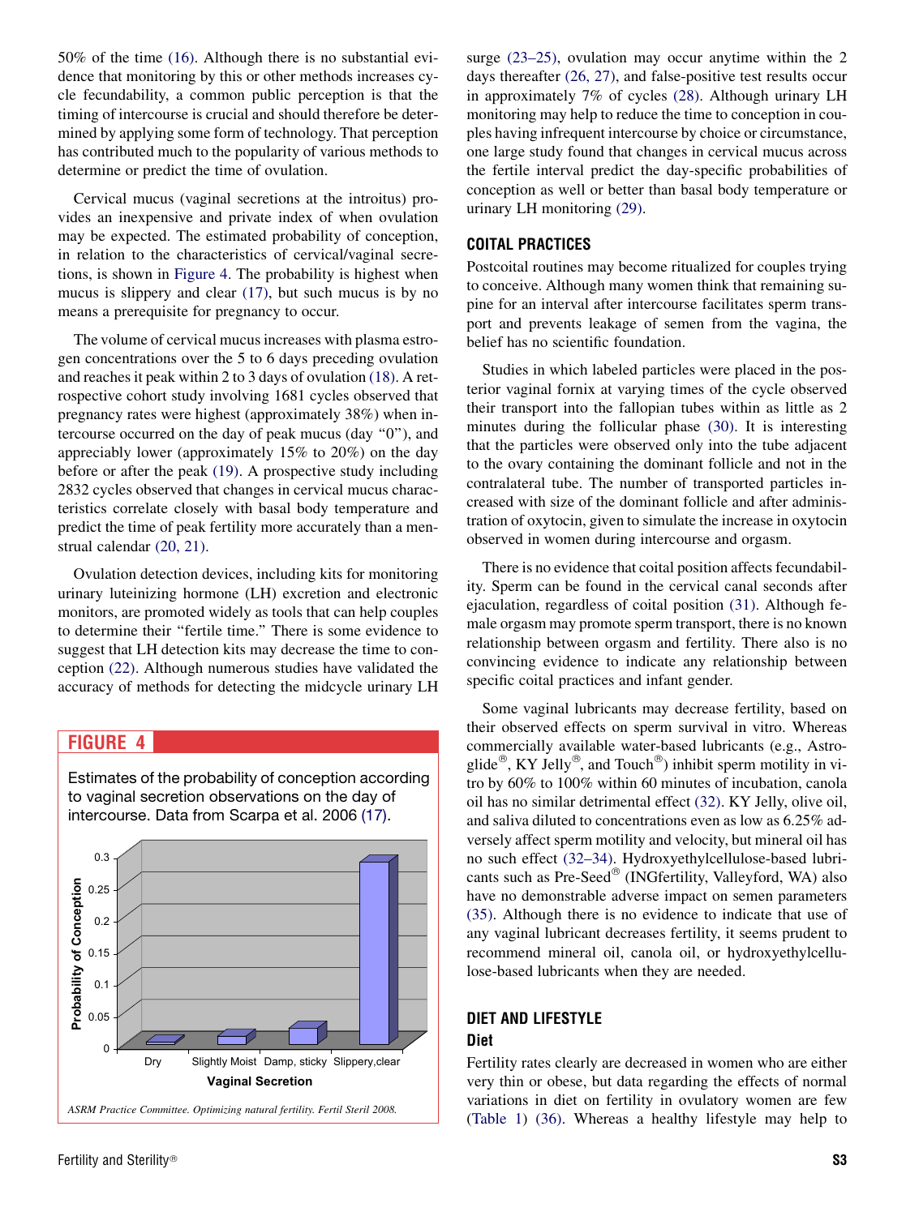50% of the time (16). Although there is no substantial evidence that monitoring by this or other methods increases cycle fecundability, a common public perception is that the timing of intercourse is crucial and should therefore be determined by applying some form of technology. That perception has contributed much to the popularity of various methods to determine or predict the time of ovulation.

Cervical mucus (vaginal secretions at the introitus) provides an inexpensive and private index of when ovulation may be expected. The estimated probability of conception, in relation to the characteristics of cervical/vaginal secretions, is shown in Figure 4. The probability is highest when mucus is slippery and clear (17), but such mucus is by no means a prerequisite for pregnancy to occur.

The volume of cervical mucus increases with plasma estrogen concentrations over the 5 to 6 days preceding ovulation and reaches it peak within 2 to 3 days of ovulation (18). A retrospective cohort study involving 1681 cycles observed that pregnancy rates were highest (approximately 38%) when intercourse occurred on the day of peak mucus (day "0"), and appreciably lower (approximately 15% to 20%) on the day before or after the peak (19). A prospective study including 2832 cycles observed that changes in cervical mucus characteristics correlate closely with basal body temperature and predict the time of peak fertility more accurately than a menstrual calendar (20, 21).

Ovulation detection devices, including kits for monitoring urinary luteinizing hormone (LH) excretion and electronic monitors, are promoted widely as tools that can help couples to determine their "fertile time." There is some evidence to suggest that LH detection kits may decrease the time to conception (22). Although numerous studies have validated the accuracy of methods for detecting the midcycle urinary LH surge (23–25), ovulation may occur anytime within the 2 days thereafter (26, 27), and false-positive test results occur in approximately 7% of cycles (28). Although urinary LH monitoring may help to reduce the time to conception in couples having infrequent intercourse by choice or circumstance, one large study found that changes in cervical mucus across the fertile interval predict the day-specific probabilities of conception as well or better than basal body temperature or urinary LH monitoring (29).

**FIGURE 4**

Estimates of the probability of conception according to vaginal secretion observations on the day of intercourse. Data from Scarpa et al. 2006 (17).

*ASRM Practice Committee. Optimizing natural fertility. Fertil Steril 2008.*

## COITAL PRACTICES

Postcoital routines may become ritualized for couples trying to conceive. Although many women think that remaining supine for an interval after intercourse facilitates sperm transport and prevents leakage of semen from the vagina, the belief has no scientific foundation.

Studies in which labeled particles were placed in the posterior vaginal fornix at varying times of the cycle observed their transport into the fallopian tubes within as little as 2 minutes during the follicular phase (30). It is interesting that the particles were observed only into the tube adjacent to the ovary containing the dominant follicle and not in the contralateral tube. The number of transported particles increased with size of the dominant follicle and after administration of oxytocin, given to simulate the increase in oxytocin observed in women during intercourse and orgasm.

There is no evidence that coital position affects fecundability. Sperm can be found in the cervical canal seconds after ejaculation, regardless of coital position (31). Although female orgasm may promote sperm transport, there is no known relationship between orgasm and fertility. There also is no convincing evidence to indicate any relationship between specific coital practices and infant gender.

Some vaginal lubricants may decrease fertility, based on their observed effects on sperm survival in vitro. Whereas commercially available water-based lubricants (e.g., Astroglide®, KY Jelly®, and Touch®) inhibit sperm motility in vitro by 60% to 100% within 60 minutes of incubation, canola oil has no similar detrimental effect (32). KY Jelly, olive oil, and saliva diluted to concentrations even as low as 6.25% adversely affect sperm motility and velocity, but mineral oil has no such effect (32–34). Hydroxyethylcellulose-based lubricants such as Pre-Seed® (INGfertility, Valleyford, WA) also have no demonstrable adverse impact on semen parameters (35). Although there is no evidence to indicate that use of any vaginal lubricant decreases fertility, it seems prudent to recommend mineral oil, canola oil, or hydroxyethylcellulose-based lubricants when they are needed.

## DIET AND LIFESTYLE

### Diet

Fertility rates clearly are decreased in women who are either very thin or obese, but data regarding the effects of normal variations in diet on fertility in ovulatory women are few (Table 1) (36). Whereas a healthy lifestyle may help to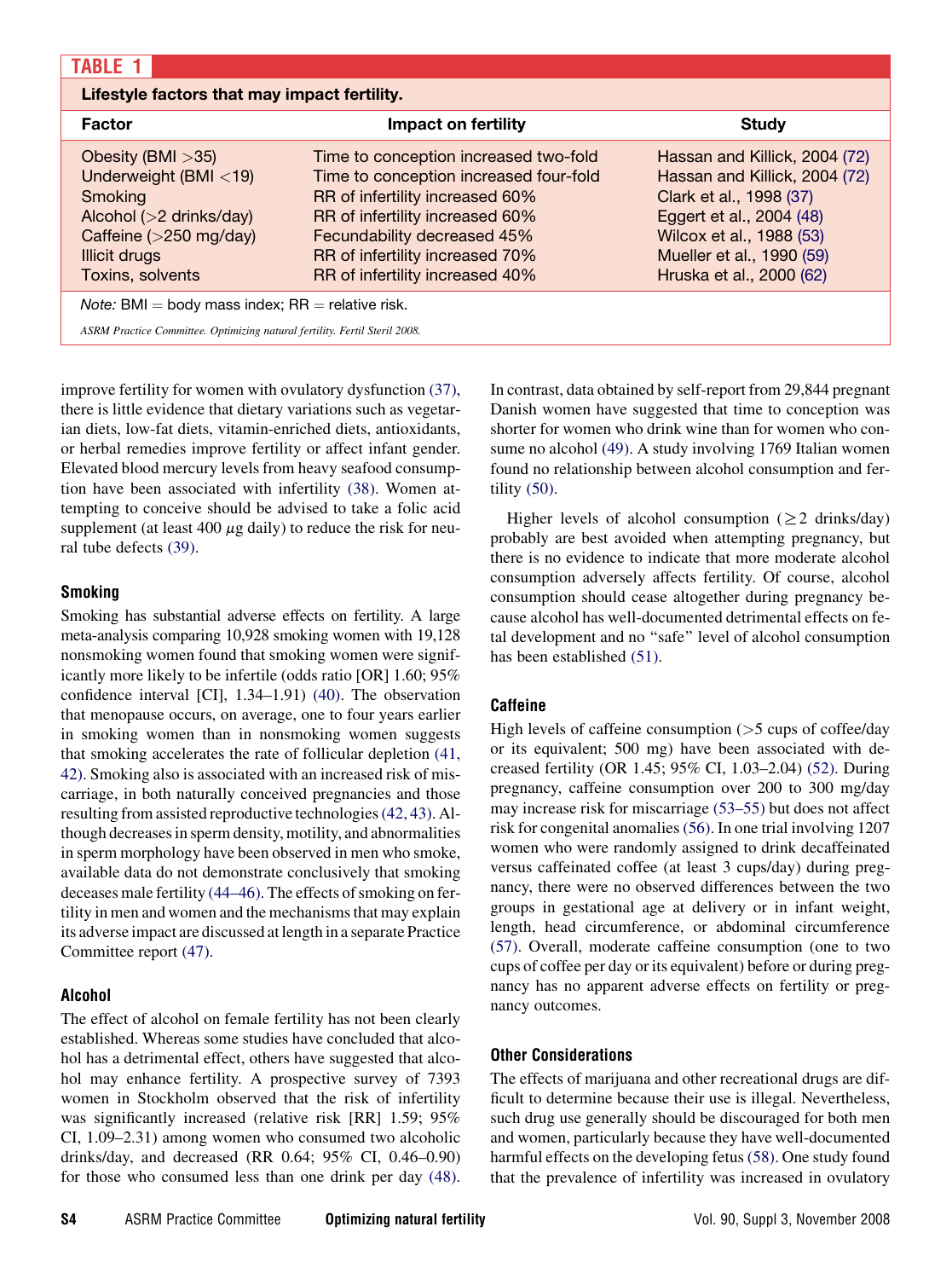**TABLE 1**

**Lifestyle factors that may impact fertility.**

| Factor | Impact on fertility | Study |
|---|---|---|
| Obesity (BMI >35) | Time to conception increased two-fold | Hassan and Killick, 2004 (72) |
| Underweight (BMI <19) | Time to conception increased four-fold | Hassan and Killick, 2004 (72) |
| Smoking | RR of infertility increased 60% | Clark et al., 1998 (37) |
| Alcohol (>2 drinks/day) | RR of infertility increased 60% | Eggert et al., 2004 (48) |
| Caffeine (>250 mg/day) | Fecundability decreased 45% | Wilcox et al., 1988 (53) |
| Illicit drugs | RR of infertility increased 70% | Mueller et al., 1990 (59) |
| Toxins, solvents | RR of infertility increased 40% | Hruska et al., 2000 (62) |

*Note:* BMI = body mass index; RR = relative risk.

*ASRM Practice Committee. Optimizing natural fertility. Fertil Steril 2008.*

improve fertility for women with ovulatory dysfunction (37), there is little evidence that dietary variations such as vegetarian diets, low-fat diets, vitamin-enriched diets, antioxidants, or herbal remedies improve fertility or affect infant gender. Elevated blood mercury levels from heavy seafood consumption have been associated with infertility (38). Women attempting to conceive should be advised to take a folic acid supplement (at least 400 $\mu$g daily) to reduce the risk for neural tube defects (39).

## Smoking

Smoking has substantial adverse effects on fertility. A large meta-analysis comparing 10,928 smoking women with 19,128 nonsmoking women found that smoking women were significantly more likely to be infertile (odds ratio [OR] 1.60; 95% confidence interval [CI], 1.34–1.91) (40). The observation that menopause occurs, on average, one to four years earlier in smoking women than in nonsmoking women suggests that smoking accelerates the rate of follicular depletion (41, 42). Smoking also is associated with an increased risk of miscarriage, in both naturally conceived pregnancies and those resulting from assisted reproductive technologies (42, 43). Although decreases in sperm density, motility, and abnormalities in sperm morphology have been observed in men who smoke, available data do not demonstrate conclusively that smoking deceases male fertility (44–46). The effects of smoking on fertility in men and women and the mechanisms that may explain its adverse impact are discussed at length in a separate Practice Committee report (47).

## Alcohol

The effect of alcohol on female fertility has not been clearly established. Whereas some studies have concluded that alcohol has a detrimental effect, others have suggested that alcohol may enhance fertility. A prospective survey of 7393 women in Stockholm observed that the risk of infertility was significantly increased (relative risk [RR] 1.59; 95% CI, 1.09–2.31) among women who consumed two alcoholic drinks/day, and decreased (RR 0.64; 95% CI, 0.46–0.90) for those who consumed less than one drink per day (48). In contrast, data obtained by self-report from 29,844 pregnant Danish women have suggested that time to conception was shorter for women who drink wine than for women who consume no alcohol (49). A study involving 1769 Italian women found no relationship between alcohol consumption and fertility (50).

Higher levels of alcohol consumption ($\geq$2 drinks/day) probably are best avoided when attempting pregnancy, but there is no evidence to indicate that more moderate alcohol consumption adversely affects fertility. Of course, alcohol consumption should cease altogether during pregnancy because alcohol has well-documented detrimental effects on fetal development and no "safe" level of alcohol consumption has been established (51).

## Caffeine

High levels of caffeine consumption (>5 cups of coffee/day or its equivalent; 500 mg) have been associated with decreased fertility (OR 1.45; 95% CI, 1.03–2.04) (52). During pregnancy, caffeine consumption over 200 to 300 mg/day may increase risk for miscarriage (53–55) but does not affect risk for congenital anomalies (56). In one trial involving 1207 women who were randomly assigned to drink decaffeinated versus caffeinated coffee (at least 3 cups/day) during pregnancy, there were no observed differences between the two groups in gestational age at delivery or in infant weight, length, head circumference, or abdominal circumference (57). Overall, moderate caffeine consumption (one to two cups of coffee per day or its equivalent) before or during pregnancy has no apparent adverse effects on fertility or pregnancy outcomes.

## Other Considerations

The effects of marijuana and other recreational drugs are difficult to determine because their use is illegal. Nevertheless, such drug use generally should be discouraged for both men and women, particularly because they have well-documented harmful effects on the developing fetus (58). One study found that the prevalence of infertility was increased in ovulatory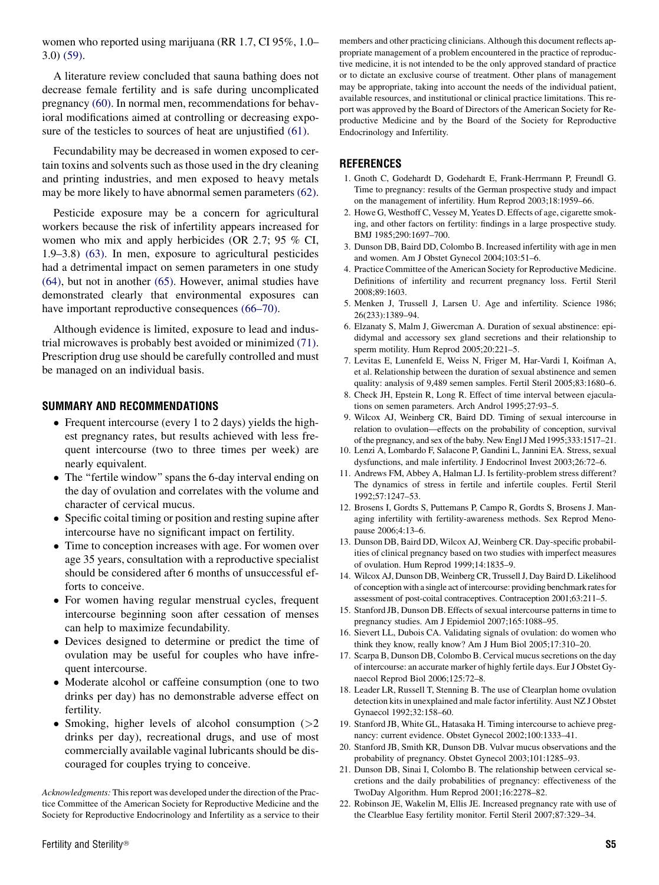women who reported using marijuana (RR 1.7, CI 95%, 1.0–3.0) (59).

A literature review concluded that sauna bathing does not decrease female fertility and is safe during uncomplicated pregnancy (60). In normal men, recommendations for behavioral modifications aimed at controlling or decreasing exposure of the testicles to sources of heat are unjustified (61).

Fecundability may be decreased in women exposed to certain toxins and solvents such as those used in the dry cleaning and printing industries, and men exposed to heavy metals may be more likely to have abnormal semen parameters (62).

Pesticide exposure may be a concern for agricultural workers because the risk of infertility appears increased for women who mix and apply herbicides (OR 2.7; 95 % CI, 1.9–3.8) (63). In men, exposure to agricultural pesticides had a detrimental impact on semen parameters in one study (64), but not in another (65). However, animal studies have demonstrated clearly that environmental exposures can have important reproductive consequences (66–70).

Although evidence is limited, exposure to lead and industrial microwaves is probably best avoided or minimized (71). Prescription drug use should be carefully controlled and must be managed on an individual basis.

## SUMMARY AND RECOMMENDATIONS

- Frequent intercourse (every 1 to 2 days) yields the highest pregnancy rates, but results achieved with less frequent intercourse (two to three times per week) are nearly equivalent.
- The "fertile window" spans the 6-day interval ending on the day of ovulation and correlates with the volume and character of cervical mucus.
- Specific coital timing or position and resting supine after intercourse have no significant impact on fertility.
- Time to conception increases with age. For women over age 35 years, consultation with a reproductive specialist should be considered after 6 months of unsuccessful efforts to conceive.
- For women having regular menstrual cycles, frequent intercourse beginning soon after cessation of menses can help to maximize fecundability.
- Devices designed to determine or predict the time of ovulation may be useful for couples who have infrequent intercourse.
- Moderate alcohol or caffeine consumption (one to two drinks per day) has no demonstrable adverse effect on fertility.
- Smoking, higher levels of alcohol consumption (>2 drinks per day), recreational drugs, and use of most commercially available vaginal lubricants should be discouraged for couples trying to conceive.

*Acknowledgments:* This report was developed under the direction of the Practice Committee of the American Society for Reproductive Medicine and the Society for Reproductive Endocrinology and Infertility as a service to their members and other practicing clinicians. Although this document reflects appropriate management of a problem encountered in the practice of reproductive medicine, it is not intended to be the only approved standard of practice or to dictate an exclusive course of treatment. Other plans of management may be appropriate, taking into account the needs of the individual patient, available resources, and institutional or clinical practice limitations. This report was approved by the Board of Directors of the American Society for Reproductive Medicine and by the Board of the Society for Reproductive Endocrinology and Infertility.

## REFERENCES

1. Gnoth C, Godehardt D, Godehardt E, Frank-Herrmann P, Freundl G. Time to pregnancy: results of the German prospective study and impact on the management of infertility. Hum Reprod 2003;18:1959–66.
2. Howe G, Westhoff C, Vessey M, Yeates D. Effects of age, cigarette smoking, and other factors on fertility: findings in a large prospective study. BMJ 1985;290:1697–700.
3. Dunson DB, Baird DD, Colombo B. Increased infertility with age in men and women. Am J Obstet Gynecol 2004;103:51–6.
4. Practice Committee of the American Society for Reproductive Medicine. Definitions of infertility and recurrent pregnancy loss. Fertil Steril 2008;89:1603.
5. Menken J, Trussell J, Larsen U. Age and infertility. Science 1986; 26(233):1389–94.
6. Elzanaty S, Malm J, Giwercman A. Duration of sexual abstinence: epididymal and accessory sex gland secretions and their relationship to sperm motility. Hum Reprod 2005;20:221–5.
7. Levitas E, Lunenfeld E, Weiss N, Friger M, Har-Vardi I, Koifman A, et al. Relationship between the duration of sexual abstinence and semen quality: analysis of 9,489 semen samples. Fertil Steril 2005;83:1680–6.
8. Check JH, Epstein R, Long R. Effect of time interval between ejaculations on semen parameters. Arch Androl 1995;27:93–5.
9. Wilcox AJ, Weinberg CR, Baird DD. Timing of sexual intercourse in relation to ovulation—effects on the probability of conception, survival of the pregnancy, and sex of the baby. New Engl J Med 1995;333:1517–21.
10. Lenzi A, Lombardo F, Salacone P, Gandini L, Jannini EA. Stress, sexual dysfunctions, and male infertility. J Endocrinol Invest 2003;26:72–6.
11. Andrews FM, Abbey A, Halman LJ. Is fertility-problem stress different? The dynamics of stress in fertile and infertile couples. Fertil Steril 1992;57:1247–53.
12. Brosens I, Gordts S, Puttemans P, Campo R, Gordts S, Brosens J. Managing infertility with fertility-awareness methods. Sex Reprod Menopause 2006;4:13–6.
13. Dunson DB, Baird DD, Wilcox AJ, Weinberg CR. Day-specific probabilities of clinical pregnancy based on two studies with imperfect measures of ovulation. Hum Reprod 1999;14:1835–9.
14. Wilcox AJ, Dunson DB, Weinberg CR, Trussell J, Day Baird D. Likelihood of conception with a single act of intercourse: providing benchmark rates for assessment of post-coital contraceptives. Contraception 2001;63:211–5.
15. Stanford JB, Dunson DB. Effects of sexual intercourse patterns in time to pregnancy studies. Am J Epidemiol 2007;165:1088–95.
16. Sievert LL, Dubois CA. Validating signals of ovulation: do women who think they know, really know? Am J Hum Biol 2005;17:310–20.
17. Scarpa B, Dunson DB, Colombo B. Cervical mucus secretions on the day of intercourse: an accurate marker of highly fertile days. Eur J Obstet Gynaecol Reprod Biol 2006;125:72–8.
18. Leader LR, Russell T, Stenning B. The use of Clearplan home ovulation detection kits in unexplained and male factor infertility. Aust NZ J Obstet Gynaecol 1992;32:158–60.
19. Stanford JB, White GL, Hatasaka H. Timing intercourse to achieve pregnancy: current evidence. Obstet Gynecol 2002;100:1333–41.
20. Stanford JB, Smith KR, Dunson DB. Vulvar mucus observations and the probability of pregnancy. Obstet Gynecol 2003;101:1285–93.
21. Dunson DB, Sinai I, Colombo B. The relationship between cervical secretions and the daily probabilities of pregnancy: effectiveness of the TwoDay Algorithm. Hum Reprod 2001;16:2278–82.
22. Robinson JE, Wakelin M, Ellis JE. Increased pregnancy rate with use of the Clearblue Easy fertility monitor. Fertil Steril 2007;87:329–34.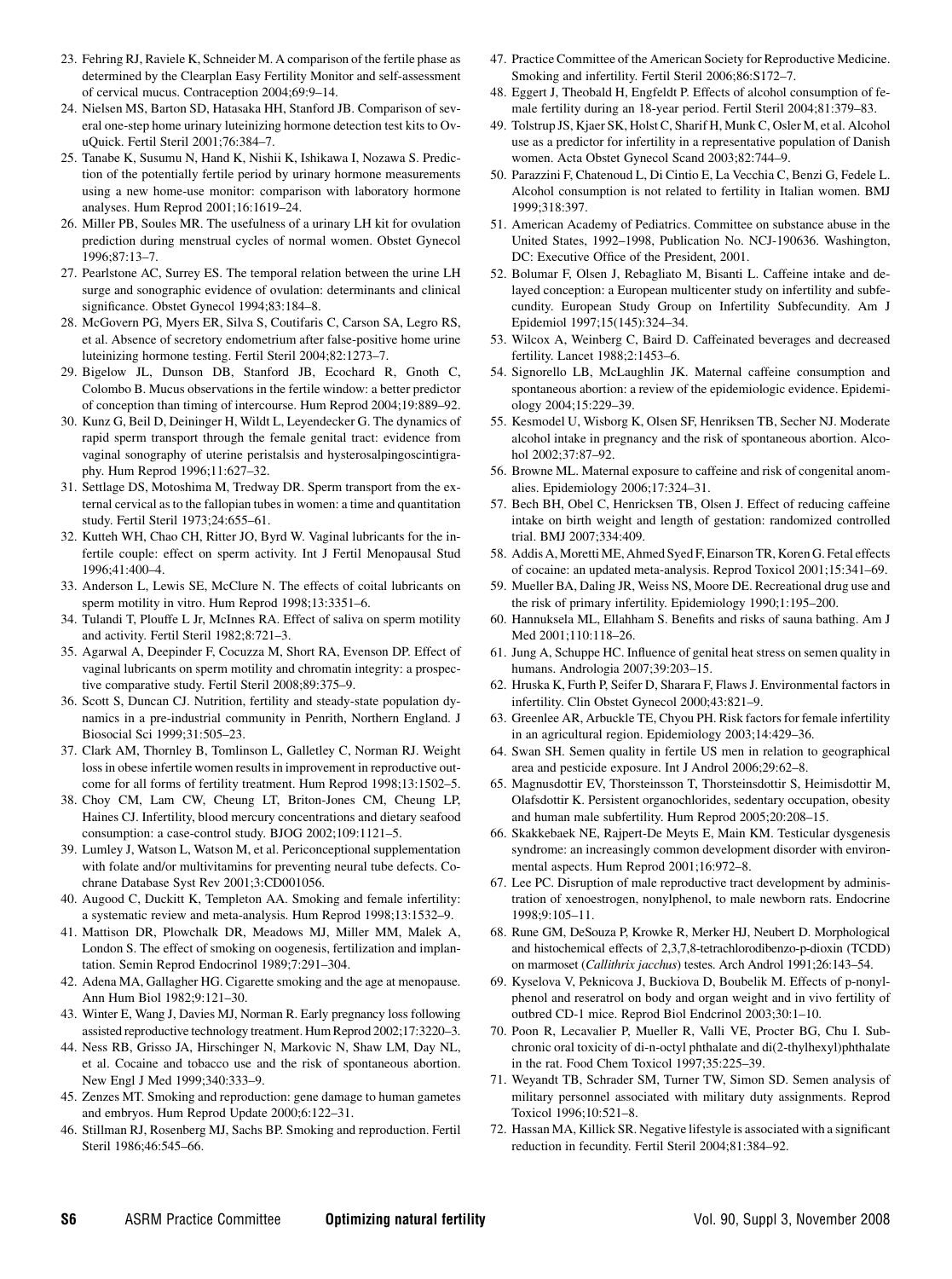23. Fehring RJ, Raviele K, Schneider M. A comparison of the fertile phase as determined by the Clearplan Easy Fertility Monitor and self-assessment of cervical mucus. Contraception 2004;69:9–14.
24. Nielsen MS, Barton SD, Hatasaka HH, Stanford JB. Comparison of several one-step home urinary luteinizing hormone detection test kits to OvuQuick. Fertil Steril 2001;76:384–7.
25. Tanabe K, Susumu N, Hand K, Nishii K, Ishikawa I, Nozawa S. Prediction of the potentially fertile period by urinary hormone measurements using a new home-use monitor: comparison with laboratory hormone analyses. Hum Reprod 2001;16:1619–24.
26. Miller PB, Soules MR. The usefulness of a urinary LH kit for ovulation prediction during menstrual cycles of normal women. Obstet Gynecol 1996;87:13–7.
27. Pearlstone AC, Surrey ES. The temporal relation between the urine LH surge and sonographic evidence of ovulation: determinants and clinical significance. Obstet Gynecol 1994;83:184–8.
28. McGovern PG, Myers ER, Silva S, Coutifaris C, Carson SA, Legro RS, et al. Absence of secretory endometrium after false-positive home urine luteinizing hormone testing. Fertil Steril 2004;82:1273–7.
29. Bigelow JL, Dunson DB, Stanford JB, Ecochard R, Gnoth C, Colombo B. Mucus observations in the fertile window: a better predictor of conception than timing of intercourse. Hum Reprod 2004;19:889–92.
30. Kunz G, Beil D, Deininger H, Wildt L, Leyendecker G. The dynamics of rapid sperm transport through the female genital tract: evidence from vaginal sonography of uterine peristalsis and hysterosalpingoscintigraphy. Hum Reprod 1996;11:627–32.
31. Settlage DS, Motoshima M, Tredway DR. Sperm transport from the external cervical as to the fallopian tubes in women: a time and quantitation study. Fertil Steril 1973;24:655–61.
32. Kutteh WH, Chao CH, Ritter JO, Byrd W. Vaginal lubricants for the infertile couple: effect on sperm activity. Int J Fertil Menopausal Stud 1996;41:400–4.
33. Anderson L, Lewis SE, McClure N. The effects of coital lubricants on sperm motility in vitro. Hum Reprod 1998;13:3351–6.
34. Tulandi T, Plouffe L Jr, McInnes RA. Effect of saliva on sperm motility and activity. Fertil Steril 1982;8:721–3.
35. Agarwal A, Deepinder F, Cocuzza M, Short RA, Evenson DP. Effect of vaginal lubricants on sperm motility and chromatin integrity: a prospective comparative study. Fertil Steril 2008;89:375–9.
36. Scott S, Duncan CJ. Nutrition, fertility and steady-state population dynamics in a pre-industrial community in Penrith, Northern England. J Biosocial Sci 1999;31:505–23.
37. Clark AM, Thornley B, Tomlinson L, Galletley C, Norman RJ. Weight loss in obese infertile women results in improvement in reproductive outcome for all forms of fertility treatment. Hum Reprod 1998;13:1502–5.
38. Choy CM, Lam CW, Cheung LT, Briton-Jones CM, Cheung LP, Haines CJ. Infertility, blood mercury concentrations and dietary seafood consumption: a case-control study. BJOG 2002;109:1121–5.
39. Lumley J, Watson L, Watson M, et al. Periconceptional supplementation with folate and/or multivitamins for preventing neural tube defects. Cochrane Database Syst Rev 2001;3:CD001056.
40. Augood C, Duckitt K, Templeton AA. Smoking and female infertility: a systematic review and meta-analysis. Hum Reprod 1998;13:1532–9.
41. Mattison DR, Plowchalk DR, Meadows MJ, Miller MM, Malek A, London S. The effect of smoking on oogenesis, fertilization and implantation. Semin Reprod Endocrinol 1989;7:291–304.
42. Adena MA, Gallagher HG. Cigarette smoking and the age at menopause. Ann Hum Biol 1982;9:121–30.
43. Winter E, Wang J, Davies MJ, Norman R. Early pregnancy loss following assisted reproductive technology treatment. Hum Reprod 2002;17:3220–3.
44. Ness RB, Grisso JA, Hirschinger N, Markovic N, Shaw LM, Day NL, et al. Cocaine and tobacco use and the risk of spontaneous abortion. New Engl J Med 1999;340:333–9.
45. Zenzes MT. Smoking and reproduction: gene damage to human gametes and embryos. Hum Reprod Update 2000;6:122–31.
46. Stillman RJ, Rosenberg MJ, Sachs BP. Smoking and reproduction. Fertil Steril 1986;46:545–66.
47. Practice Committee of the American Society for Reproductive Medicine. Smoking and infertility. Fertil Steril 2006;86:S172–7.
48. Eggert J, Theobald H, Engfeldt P. Effects of alcohol consumption of female fertility during an 18-year period. Fertil Steril 2004;81:379–83.
49. Tolstrup JS, Kjaer SK, Holst C, Sharif H, Munk C, Osler M, et al. Alcohol use as a predictor for infertility in a representative population of Danish women. Acta Obstet Gynecol Scand 2003;82:744–9.
50. Parazzini F, Chatenoud L, Di Cintio E, La Vecchia C, Benzi G, Fedele L. Alcohol consumption is not related to fertility in Italian women. BMJ 1999;318:397.
51. American Academy of Pediatrics. Committee on substance abuse in the United States, 1992–1998, Publication No. NCJ-190636. Washington, DC: Executive Office of the President, 2001.
52. Bolumar F, Olsen J, Rebagliato M, Bisanti L. Caffeine intake and delayed conception: a European multicenter study on infertility and subfecundity. European Study Group on Infertility Subfecundity. Am J Epidemiol 1997;15(145):324–34.
53. Wilcox A, Weinberg C, Baird D. Caffeinated beverages and decreased fertility. Lancet 1988;2:1453–6.
54. Signorello LB, McLaughlin JK. Maternal caffeine consumption and spontaneous abortion: a review of the epidemiologic evidence. Epidemiology 2004;15:229–39.
55. Kesmodel U, Wisborg K, Olsen SF, Henriksen TB, Secher NJ. Moderate alcohol intake in pregnancy and the risk of spontaneous abortion. Alcohol 2002;37:87–92.
56. Browne ML. Maternal exposure to caffeine and risk of congenital anomalies. Epidemiology 2006;17:324–31.
57. Bech BH, Obel C, Henricksen TB, Olsen J. Effect of reducing caffeine intake on birth weight and length of gestation: randomized controlled trial. BMJ 2007;334:409.
58. Addis A, Moretti ME, Ahmed Syed F, Einarson TR, Koren G. Fetal effects of cocaine: an updated meta-analysis. Reprod Toxicol 2001;15:341–69.
59. Mueller BA, Daling JR, Weiss NS, Moore DE. Recreational drug use and the risk of primary infertility. Epidemiology 1990;1:195–200.
60. Hannuksela ML, Ellahham S. Benefits and risks of sauna bathing. Am J Med 2001;110:118–26.
61. Jung A, Schuppe HC. Influence of genital heat stress on semen quality in humans. Andrologia 2007;39:203–15.
62. Hruska K, Furth P, Seifer D, Sharara F, Flaws J. Environmental factors in infertility. Clin Obstet Gynecol 2000;43:821–9.
63. Greenlee AR, Arbuckle TE, Chyou PH. Risk factors for female infertility in an agricultural region. Epidemiology 2003;14:429–36.
64. Swan SH. Semen quality in fertile US men in relation to geographical area and pesticide exposure. Int J Androl 2006;29:62–8.
65. Magnusdottir EV, Thorsteinsson T, Thorsteinsdottir S, Heimisdottir M, Olafsdottir K. Persistent organochlorides, sedentary occupation, obesity and human male subfertility. Hum Reprod 2005;20:208–15.
66. Skakkebaek NE, Rajpert-De Meyts E, Main KM. Testicular dysgenesis syndrome: an increasingly common development disorder with environmental aspects. Hum Reprod 2001;16:972–8.
67. Lee PC. Disruption of male reproductive tract development by administration of xenoestrogen, nonylphenol, to male newborn rats. Endocrine 1998;9:105–11.
68. Rune GM, DeSouza P, Krowke R, Merker HJ, Neubert D. Morphological and histochemical effects of 2,3,7,8-tetrachlorodibenzo-p-dioxin (TCDD) on marmoset (*Callithrix jacchus*) testes. Arch Androl 1991;26:143–54.
69. Kyselova V, Peknicova J, Buckiova D, Boubelik M. Effects of p-nonylphenol and reseratrol on body and organ weight and in vivo fertility of outbred CD-1 mice. Reprod Biol Endcrinol 2003;30:1–10.
70. Poon R, Lecavalier P, Mueller R, Valli VE, Procter BG, Chu I. Subchronic oral toxicity of di-n-octyl phthalate and di(2-thylhexyl)phthalate in the rat. Food Chem Toxicol 1997;35:225–39.
71. Weyandt TB, Schrader SM, Turner TW, Simon SD. Semen analysis of military personnel associated with military duty assignments. Reprod Toxicol 1996;10:521–8.
72. Hassan MA, Killick SR. Negative lifestyle is associated with a significant reduction in fecundity. Fertil Steril 2004;81:384–92.